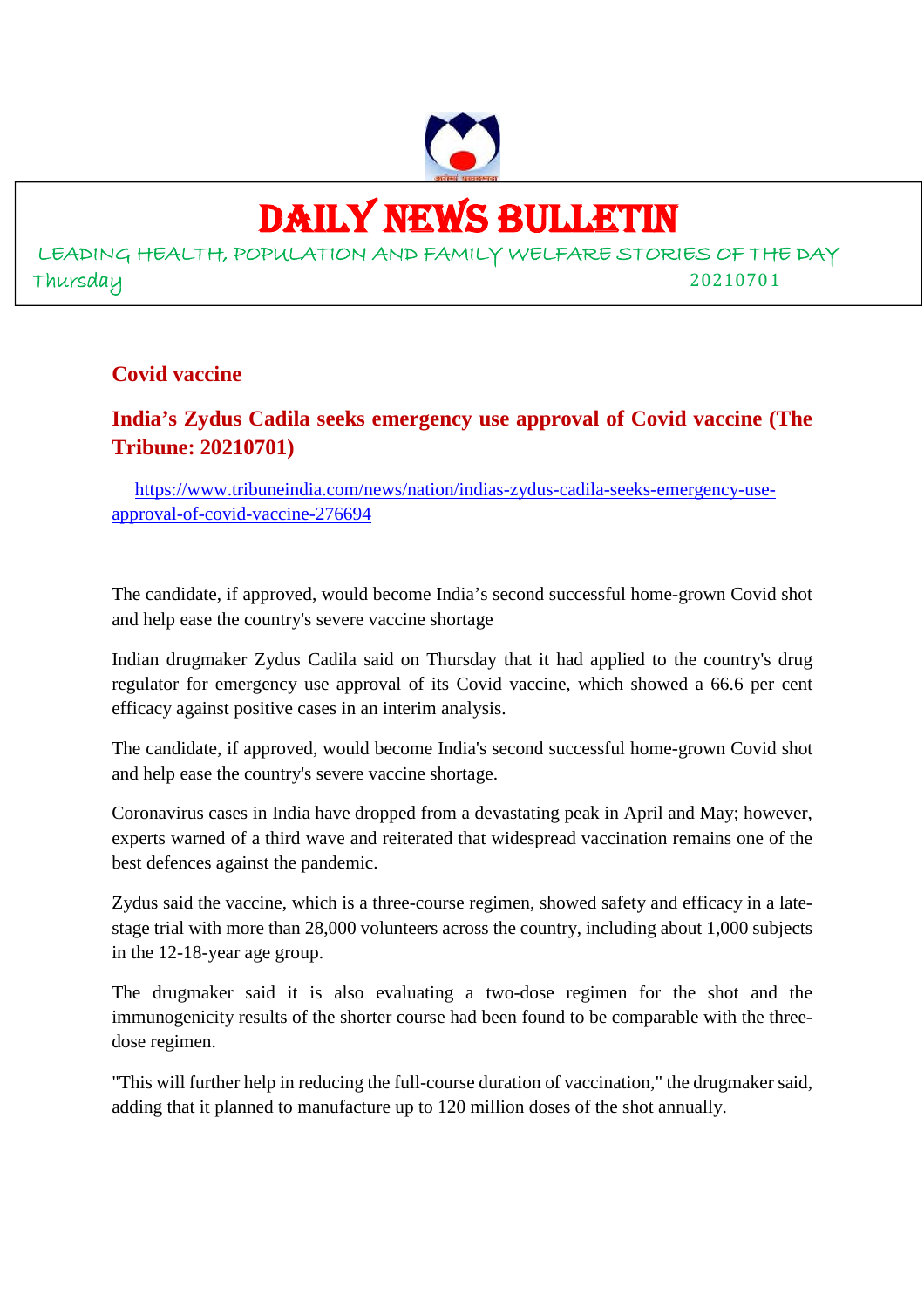# DAILY NEWS BULLETIN

LEADING HEALTH, POPULATION AND FAMILY WELFARE STORIES OF THE DAY

Thursday 20210701

## Covid vaccine

### India's Zydus Cadila seeks emergency use approval of Covid vaccine (The Tribune: 20210701)

https://www.tribuneindia.com/news/nation/indias-zydus-cadila-seeks-emergency-use-approval-of-covid-vaccine-276694

The candidate, if approved, would become India's second successful home-grown Covid shot and help ease the country's severe vaccine shortage

Indian drugmaker Zydus Cadila said on Thursday that it had applied to the country's drug regulator for emergency use approval of its Covid vaccine, which showed a 66.6 per cent efficacy against positive cases in an interim analysis.

The candidate, if approved, would become India's second successful home-grown Covid shot and help ease the country's severe vaccine shortage.

Coronavirus cases in India have dropped from a devastating peak in April and May; however, experts warned of a third wave and reiterated that widespread vaccination remains one of the best defences against the pandemic.

Zydus said the vaccine, which is a three-course regimen, showed safety and efficacy in a late-stage trial with more than 28,000 volunteers across the country, including about 1,000 subjects in the 12-18-year age group.

The drugmaker said it is also evaluating a two-dose regimen for the shot and the immunogenicity results of the shorter course had been found to be comparable with the three-dose regimen.

"This will further help in reducing the full-course duration of vaccination," the drugmaker said, adding that it planned to manufacture up to 120 million doses of the shot annually.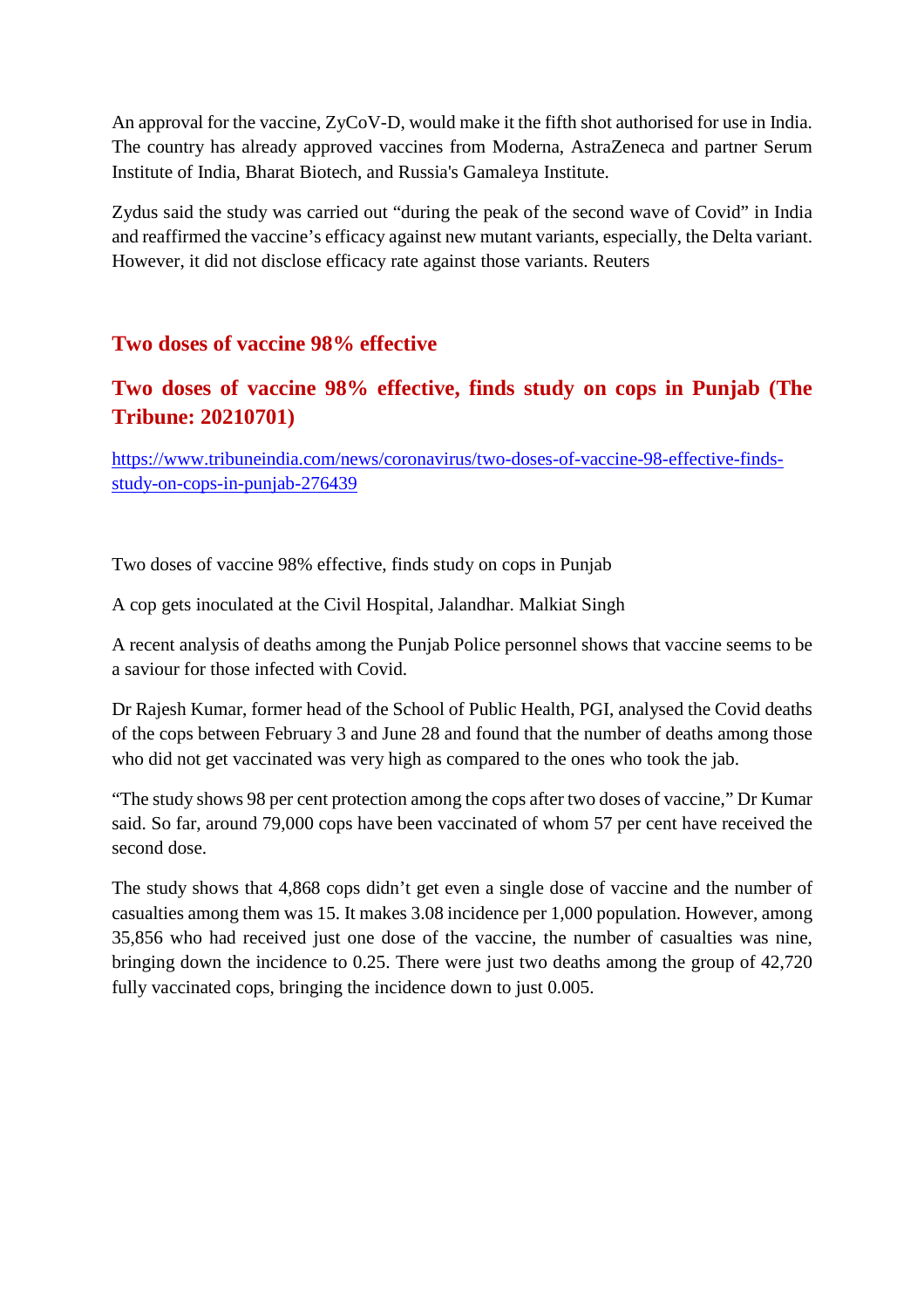An approval for the vaccine, ZyCoV-D, would make it the fifth shot authorised for use in India. The country has already approved vaccines from Moderna, AstraZeneca and partner Serum Institute of India, Bharat Biotech, and Russia's Gamaleya Institute.

Zydus said the study was carried out "during the peak of the second wave of Covid" in India and reaffirmed the vaccine's efficacy against new mutant variants, especially, the Delta variant. However, it did not disclose efficacy rate against those variants. Reuters

## Two doses of vaccine 98% effective

## Two doses of vaccine 98% effective, finds study on cops in Punjab (The Tribune: 20210701)

https://www.tribuneindia.com/news/coronavirus/two-doses-of-vaccine-98-effective-finds-study-on-cops-in-punjab-276439

Two doses of vaccine 98% effective, finds study on cops in Punjab

A cop gets inoculated at the Civil Hospital, Jalandhar. Malkiat Singh

A recent analysis of deaths among the Punjab Police personnel shows that vaccine seems to be a saviour for those infected with Covid.

Dr Rajesh Kumar, former head of the School of Public Health, PGI, analysed the Covid deaths of the cops between February 3 and June 28 and found that the number of deaths among those who did not get vaccinated was very high as compared to the ones who took the jab.

"The study shows 98 per cent protection among the cops after two doses of vaccine," Dr Kumar said. So far, around 79,000 cops have been vaccinated of whom 57 per cent have received the second dose.

The study shows that 4,868 cops didn't get even a single dose of vaccine and the number of casualties among them was 15. It makes 3.08 incidence per 1,000 population. However, among 35,856 who had received just one dose of the vaccine, the number of casualties was nine, bringing down the incidence to 0.25. There were just two deaths among the group of 42,720 fully vaccinated cops, bringing the incidence down to just 0.005.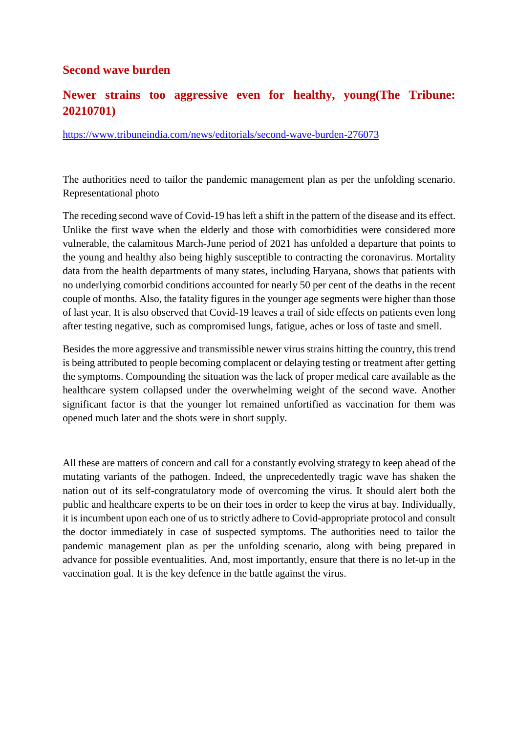## Second wave burden

## Newer strains too aggressive even for healthy, young(The Tribune: 20210701)

https://www.tribuneindia.com/news/editorials/second-wave-burden-276073

The authorities need to tailor the pandemic management plan as per the unfolding scenario. Representational photo

The receding second wave of Covid-19 has left a shift in the pattern of the disease and its effect. Unlike the first wave when the elderly and those with comorbidities were considered more vulnerable, the calamitous March-June period of 2021 has unfolded a departure that points to the young and healthy also being highly susceptible to contracting the coronavirus. Mortality data from the health departments of many states, including Haryana, shows that patients with no underlying comorbid conditions accounted for nearly 50 per cent of the deaths in the recent couple of months. Also, the fatality figures in the younger age segments were higher than those of last year. It is also observed that Covid-19 leaves a trail of side effects on patients even long after testing negative, such as compromised lungs, fatigue, aches or loss of taste and smell.

Besides the more aggressive and transmissible newer virus strains hitting the country, this trend is being attributed to people becoming complacent or delaying testing or treatment after getting the symptoms. Compounding the situation was the lack of proper medical care available as the healthcare system collapsed under the overwhelming weight of the second wave. Another significant factor is that the younger lot remained unfortified as vaccination for them was opened much later and the shots were in short supply.

All these are matters of concern and call for a constantly evolving strategy to keep ahead of the mutating variants of the pathogen. Indeed, the unprecedentedly tragic wave has shaken the nation out of its self-congratulatory mode of overcoming the virus. It should alert both the public and healthcare experts to be on their toes in order to keep the virus at bay. Individually, it is incumbent upon each one of us to strictly adhere to Covid-appropriate protocol and consult the doctor immediately in case of suspected symptoms. The authorities need to tailor the pandemic management plan as per the unfolding scenario, along with being prepared in advance for possible eventualities. And, most importantly, ensure that there is no let-up in the vaccination goal. It is the key defence in the battle against the virus.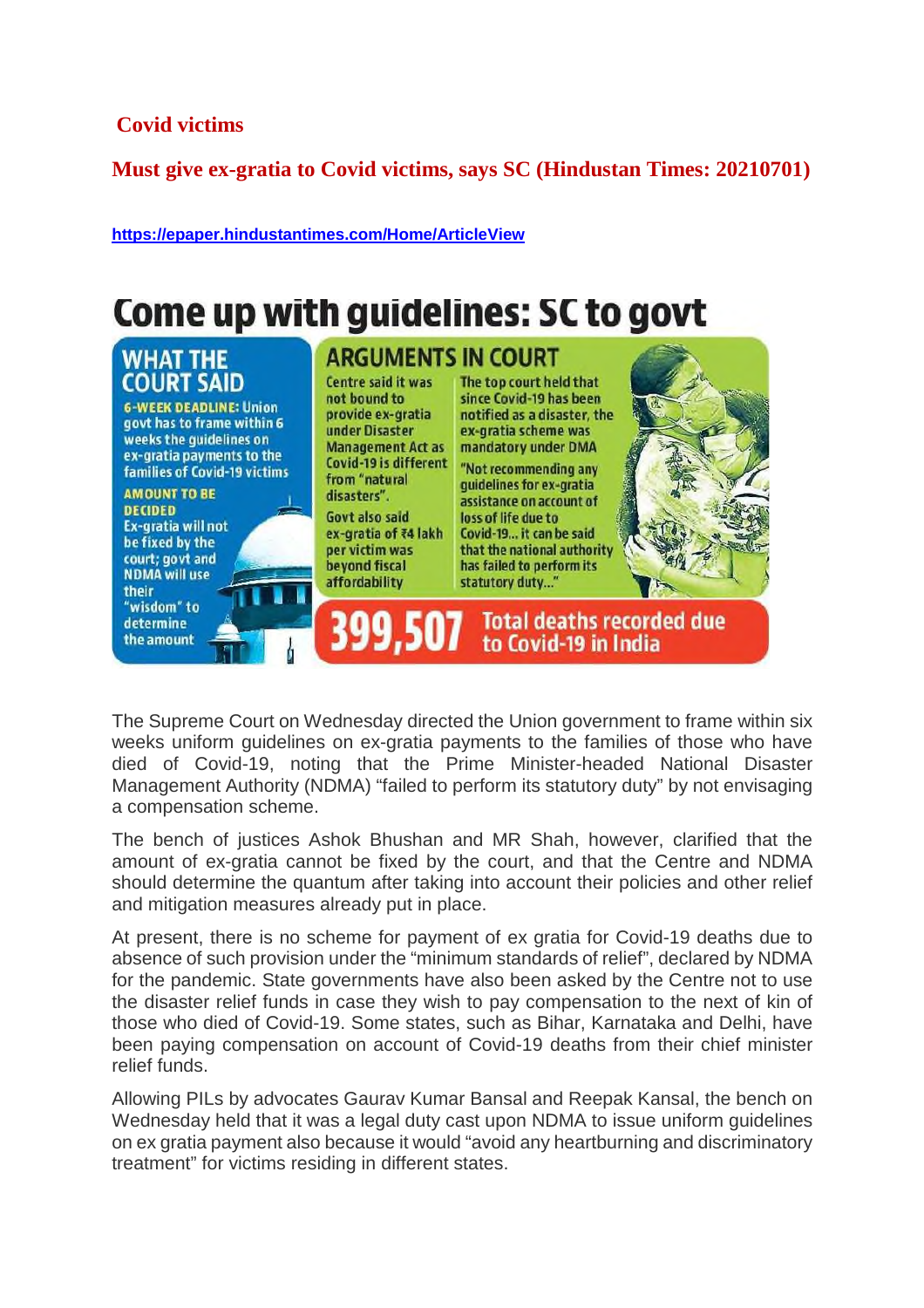## Covid victims

## Must give ex-gratia to Covid victims, says SC (Hindustan Times: 20210701)

**https://epaper.hindustantimes.com/Home/ArticleView**

# Come up with guidelines: SC to govt

### WHAT THE COURT SAID

**6-WEEK DEADLINE:** Union govt has to frame within 6 weeks the guidelines on ex-gratia payments to the families of Covid-19 victims

**AMOUNT TO BE DECIDED**
Ex-gratia will not be fixed by the court; govt and NDMA will use their "wisdom" to determine the amount

### ARGUMENTS IN COURT

Centre said it was not bound to provide ex-gratia under Disaster Management Act as Covid-19 is different from "natural disasters".

Govt also said ex-gratia of ₹4 lakh per victim was beyond fiscal affordability

The top court held that since Covid-19 has been notified as a disaster, the ex-gratia scheme was mandatory under DMA

"Not recommending any guidelines for ex-gratia assistance on account of loss of life due to Covid-19... it can be said that the national authority has failed to perform its statutory duty..."

**399,507** Total deaths recorded due to Covid-19 in India

The Supreme Court on Wednesday directed the Union government to frame within six weeks uniform guidelines on ex-gratia payments to the families of those who have died of Covid-19, noting that the Prime Minister-headed National Disaster Management Authority (NDMA) "failed to perform its statutory duty" by not envisaging a compensation scheme.

The bench of justices Ashok Bhushan and MR Shah, however, clarified that the amount of ex-gratia cannot be fixed by the court, and that the Centre and NDMA should determine the quantum after taking into account their policies and other relief and mitigation measures already put in place.

At present, there is no scheme for payment of ex gratia for Covid-19 deaths due to absence of such provision under the "minimum standards of relief", declared by NDMA for the pandemic. State governments have also been asked by the Centre not to use the disaster relief funds in case they wish to pay compensation to the next of kin of those who died of Covid-19. Some states, such as Bihar, Karnataka and Delhi, have been paying compensation on account of Covid-19 deaths from their chief minister relief funds.

Allowing PILs by advocates Gaurav Kumar Bansal and Reepak Kansal, the bench on Wednesday held that it was a legal duty cast upon NDMA to issue uniform guidelines on ex gratia payment also because it would "avoid any heartburning and discriminatory treatment" for victims residing in different states.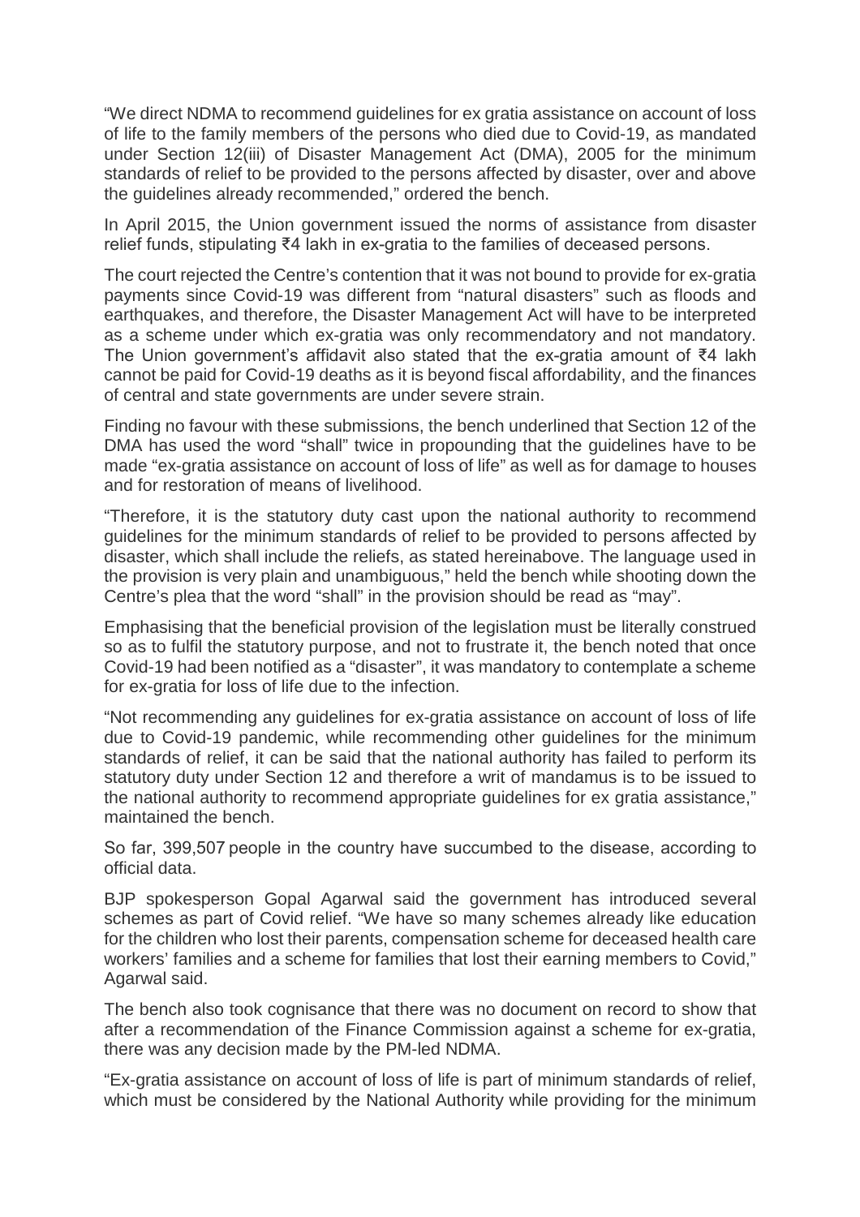"We direct NDMA to recommend guidelines for ex gratia assistance on account of loss of life to the family members of the persons who died due to Covid-19, as mandated under Section 12(iii) of Disaster Management Act (DMA), 2005 for the minimum standards of relief to be provided to the persons affected by disaster, over and above the guidelines already recommended," ordered the bench.

In April 2015, the Union government issued the norms of assistance from disaster relief funds, stipulating ₹4 lakh in ex-gratia to the families of deceased persons.

The court rejected the Centre's contention that it was not bound to provide for ex-gratia payments since Covid-19 was different from "natural disasters" such as floods and earthquakes, and therefore, the Disaster Management Act will have to be interpreted as a scheme under which ex-gratia was only recommendatory and not mandatory. The Union government's affidavit also stated that the ex-gratia amount of ₹4 lakh cannot be paid for Covid-19 deaths as it is beyond fiscal affordability, and the finances of central and state governments are under severe strain.

Finding no favour with these submissions, the bench underlined that Section 12 of the DMA has used the word "shall" twice in propounding that the guidelines have to be made "ex-gratia assistance on account of loss of life" as well as for damage to houses and for restoration of means of livelihood.

"Therefore, it is the statutory duty cast upon the national authority to recommend guidelines for the minimum standards of relief to be provided to persons affected by disaster, which shall include the reliefs, as stated hereinabove. The language used in the provision is very plain and unambiguous," held the bench while shooting down the Centre's plea that the word "shall" in the provision should be read as "may".

Emphasising that the beneficial provision of the legislation must be literally construed so as to fulfil the statutory purpose, and not to frustrate it, the bench noted that once Covid-19 had been notified as a "disaster", it was mandatory to contemplate a scheme for ex-gratia for loss of life due to the infection.

"Not recommending any guidelines for ex-gratia assistance on account of loss of life due to Covid-19 pandemic, while recommending other guidelines for the minimum standards of relief, it can be said that the national authority has failed to perform its statutory duty under Section 12 and therefore a writ of mandamus is to be issued to the national authority to recommend appropriate guidelines for ex gratia assistance," maintained the bench.

So far, 399,507 people in the country have succumbed to the disease, according to official data.

BJP spokesperson Gopal Agarwal said the government has introduced several schemes as part of Covid relief. "We have so many schemes already like education for the children who lost their parents, compensation scheme for deceased health care workers' families and a scheme for families that lost their earning members to Covid," Agarwal said.

The bench also took cognisance that there was no document on record to show that after a recommendation of the Finance Commission against a scheme for ex-gratia, there was any decision made by the PM-led NDMA.

"Ex-gratia assistance on account of loss of life is part of minimum standards of relief, which must be considered by the National Authority while providing for the minimum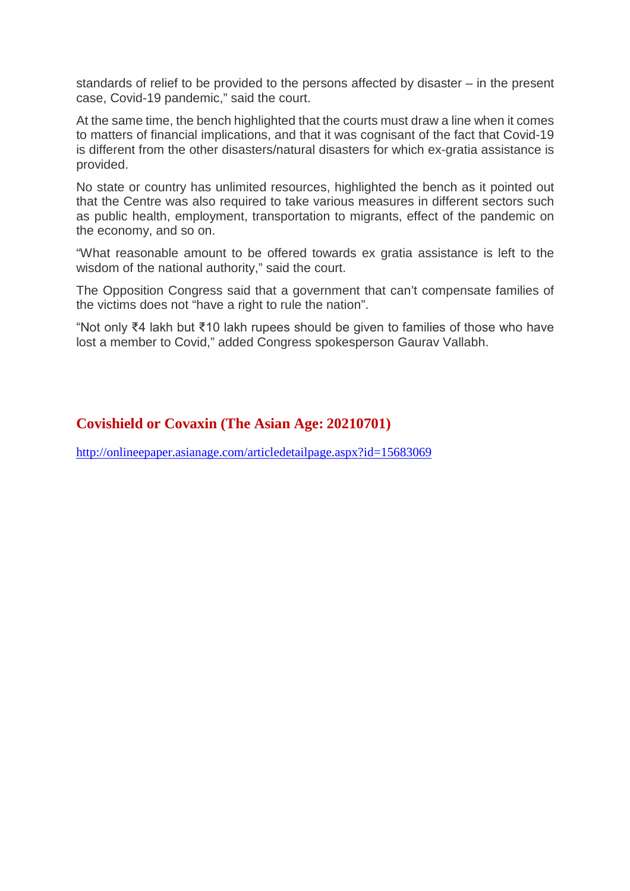standards of relief to be provided to the persons affected by disaster – in the present case, Covid-19 pandemic," said the court.

At the same time, the bench highlighted that the courts must draw a line when it comes to matters of financial implications, and that it was cognisant of the fact that Covid-19 is different from the other disasters/natural disasters for which ex-gratia assistance is provided.

No state or country has unlimited resources, highlighted the bench as it pointed out that the Centre was also required to take various measures in different sectors such as public health, employment, transportation to migrants, effect of the pandemic on the economy, and so on.

"What reasonable amount to be offered towards ex gratia assistance is left to the wisdom of the national authority," said the court.

The Opposition Congress said that a government that can't compensate families of the victims does not "have a right to rule the nation".

"Not only ₹4 lakh but ₹10 lakh rupees should be given to families of those who have lost a member to Covid," added Congress spokesperson Gaurav Vallabh.

## Covishield or Covaxin (The Asian Age: 20210701)

http://onlineepaper.asianage.com/articledetailpage.aspx?id=15683069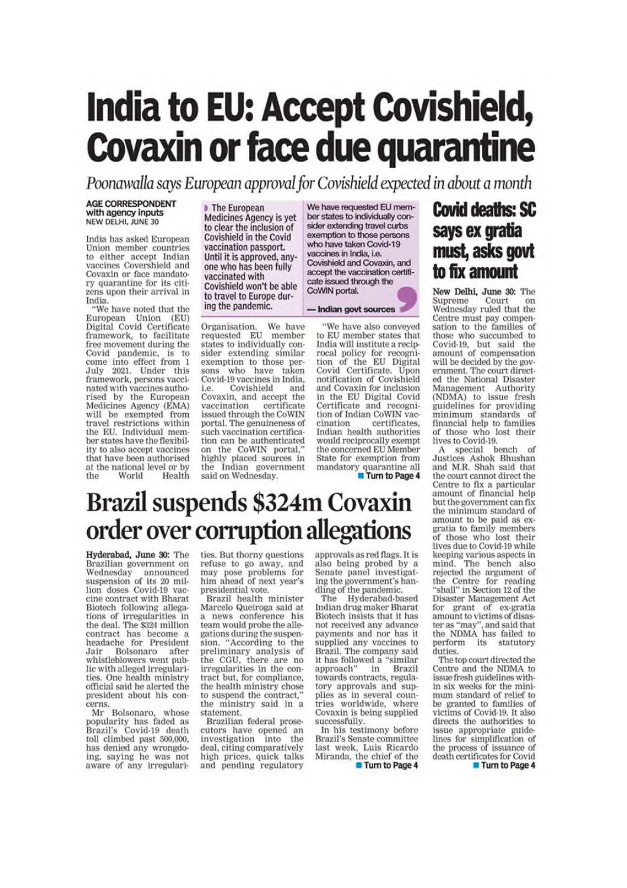# India to EU: Accept Covishield, Covaxin or face due quarantine

*Poonawalla says European approval for Covishield expected in about a month*

**AGE CORRESPONDENT with agency inputs**
**NEW DELHI, JUNE 30**

India has asked European Union member countries to either accept Indian vaccines Covershield and Covaxin or face mandatory quarantine for its citizens upon their arrival in India.

"We have noted that the European Union (EU) Digital Covid Certificate framework, to facilitate free movement during the Covid pandemic, is to come into effect from 1 July 2021. Under this framework, persons vaccinated with vaccines authorised by the European Medicines Agency (EMA) will be exempted from travel restrictions within the EU. Individual member states have the flexibility to also accept vaccines that have been authorised at the national level or by the World Health Organisation. We have requested EU member states to individually consider extending similar exemption to those persons who have taken Covid-19 vaccines in India, i.e. Covishield and Covaxin, and accept the vaccination certificate issued through the CoWIN portal. The genuineness of such vaccination certification can be authenticated on the CoWIN portal," highly placed sources in the Indian government said on Wednesday.

> The European Medicines Agency is yet to clear the inclusion of Covishield in the Covid vaccination passport. Until it is approved, anyone who has been fully vaccinated with Covishield won't be able to travel to Europe during the pandemic.

> We have requested EU member states to individually consider extending travel curbs exemption to those persons who have taken Covid-19 vaccines in India, i.e. Covishield and Covaxin, and accept the vaccination certificate issued through the CoWIN portal.
>
> — Indian govt sources

"We have also conveyed to EU member states that India will institute a reciprocal policy for recognition of the EU Digital Covid Certificate. Upon notification of Covishield and Covaxin for inclusion in the EU Digital Covid Certificate and recognition of Indian CoWIN vaccination certificates, Indian health authorities would reciprocally exempt the concerned EU Member State for exemption from mandatory quarantine all

Turn to Page 4

# Brazil suspends $324m Covaxin order over corruption allegations

**Hyderabad, June 30:** The Brazilian government on Wednesday announced suspension of its 20 million doses Covid-19 vaccine contract with Bharat Biotech following allegations of irregularities in the deal. The $324 million contract has become a headache for President Jair Bolsonaro after whistleblowers went public with alleged irregularities. One health ministry official said he alerted the president about his concerns.

Mr Bolsonaro, whose popularity has faded as Brazil's Covid-19 death toll climbed past 500,000, has denied any wrongdoing, saying he was not aware of any irregularities. But thorny questions refuse to go away, and may pose problems for him ahead of next year's presidential vote.

Brazil health minister Marcelo Queiroga said at a news conference his team would probe the allegations during the suspension. "According to the preliminary analysis of the CGU, there are no irregularities in the contract but, for compliance, the health ministry chose to suspend the contract," the ministry said in a statement.

Brazilian federal prosecutors have opened an investigation into the deal, citing comparatively high prices, quick talks and pending regulatory approvals as red flags. It is also being probed by a Senate panel investigating the government's handling of the pandemic.

The Hyderabad-based Indian drug maker Bharat Biotech insists that it has not received any advance payments and nor has it supplied any vaccines to Brazil. The company said it has followed a "similar approach" in Brazil towards contracts, regulatory approvals and supplies as in several countries worldwide, where Covaxin is being supplied successfully.

In his testimony before Brazil's Senate committee last week, Luis Ricardo Miranda, the chief of the

Turn to Page 4

# Covid deaths: SC says ex gratia must, asks govt to fix amount

**New Delhi, June 30:** The Supreme Court on Wednesday ruled that the Centre must pay compensation to the families of those who succumbed to Covid-19, but said the amount of compensation will be decided by the government. The court directed the National Disaster Management Authority (NDMA) to issue fresh guidelines for providing minimum standards of financial help to families of those who lost their lives to Covid-19.

A special bench of Justices Ashok Bhushan and M.R. Shah said that the court cannot direct the Centre to fix a particular amount of financial help but the government can fix the minimum standard of amount to be paid as ex-gratia to family members of those who lost their lives due to Covid-19 while keeping various aspects in mind. The bench also rejected the argument of the Centre for reading "shall" in Section 12 of the Disaster Management Act for grant of ex-gratia amount to victims of disaster as "may", and said that the NDMA has failed to perform its statutory duties.

The top court directed the Centre and the NDMA to issue fresh guidelines within six weeks for the minimum standard of relief to be granted to families of victims of Covid-19. It also directs the authorities to issue appropriate guidelines for simplification of the process of issuance of death certificates for Covid

Turn to Page 4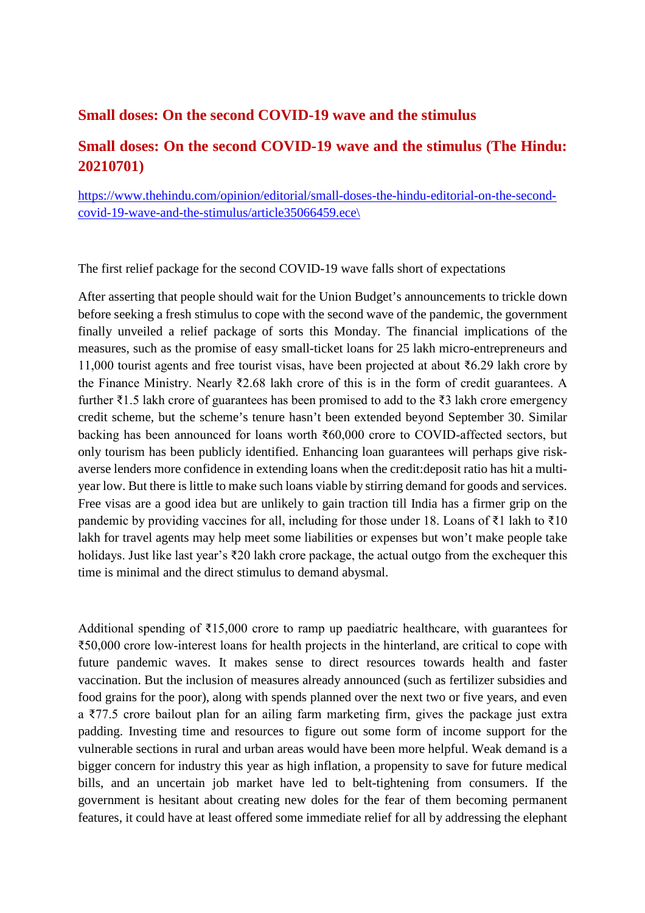## Small doses: On the second COVID-19 wave and the stimulus

## Small doses: On the second COVID-19 wave and the stimulus (The Hindu: 20210701)

[https://www.thehindu.com/opinion/editorial/small-doses-the-hindu-editorial-on-the-second-covid-19-wave-and-the-stimulus/article35066459.ece\](https://www.thehindu.com/opinion/editorial/small-doses-the-hindu-editorial-on-the-second-covid-19-wave-and-the-stimulus/article35066459.ece\)

The first relief package for the second COVID-19 wave falls short of expectations

After asserting that people should wait for the Union Budget's announcements to trickle down before seeking a fresh stimulus to cope with the second wave of the pandemic, the government finally unveiled a relief package of sorts this Monday. The financial implications of the measures, such as the promise of easy small-ticket loans for 25 lakh micro-entrepreneurs and 11,000 tourist agents and free tourist visas, have been projected at about ₹6.29 lakh crore by the Finance Ministry. Nearly ₹2.68 lakh crore of this is in the form of credit guarantees. A further ₹1.5 lakh crore of guarantees has been promised to add to the ₹3 lakh crore emergency credit scheme, but the scheme's tenure hasn't been extended beyond September 30. Similar backing has been announced for loans worth ₹60,000 crore to COVID-affected sectors, but only tourism has been publicly identified. Enhancing loan guarantees will perhaps give risk-averse lenders more confidence in extending loans when the credit:deposit ratio has hit a multi-year low. But there is little to make such loans viable by stirring demand for goods and services. Free visas are a good idea but are unlikely to gain traction till India has a firmer grip on the pandemic by providing vaccines for all, including for those under 18. Loans of ₹1 lakh to ₹10 lakh for travel agents may help meet some liabilities or expenses but won't make people take holidays. Just like last year's ₹20 lakh crore package, the actual outgo from the exchequer this time is minimal and the direct stimulus to demand abysmal.

Additional spending of ₹15,000 crore to ramp up paediatric healthcare, with guarantees for ₹50,000 crore low-interest loans for health projects in the hinterland, are critical to cope with future pandemic waves. It makes sense to direct resources towards health and faster vaccination. But the inclusion of measures already announced (such as fertilizer subsidies and food grains for the poor), along with spends planned over the next two or five years, and even a ₹77.5 crore bailout plan for an ailing farm marketing firm, gives the package just extra padding. Investing time and resources to figure out some form of income support for the vulnerable sections in rural and urban areas would have been more helpful. Weak demand is a bigger concern for industry this year as high inflation, a propensity to save for future medical bills, and an uncertain job market have led to belt-tightening from consumers. If the government is hesitant about creating new doles for the fear of them becoming permanent features, it could have at least offered some immediate relief for all by addressing the elephant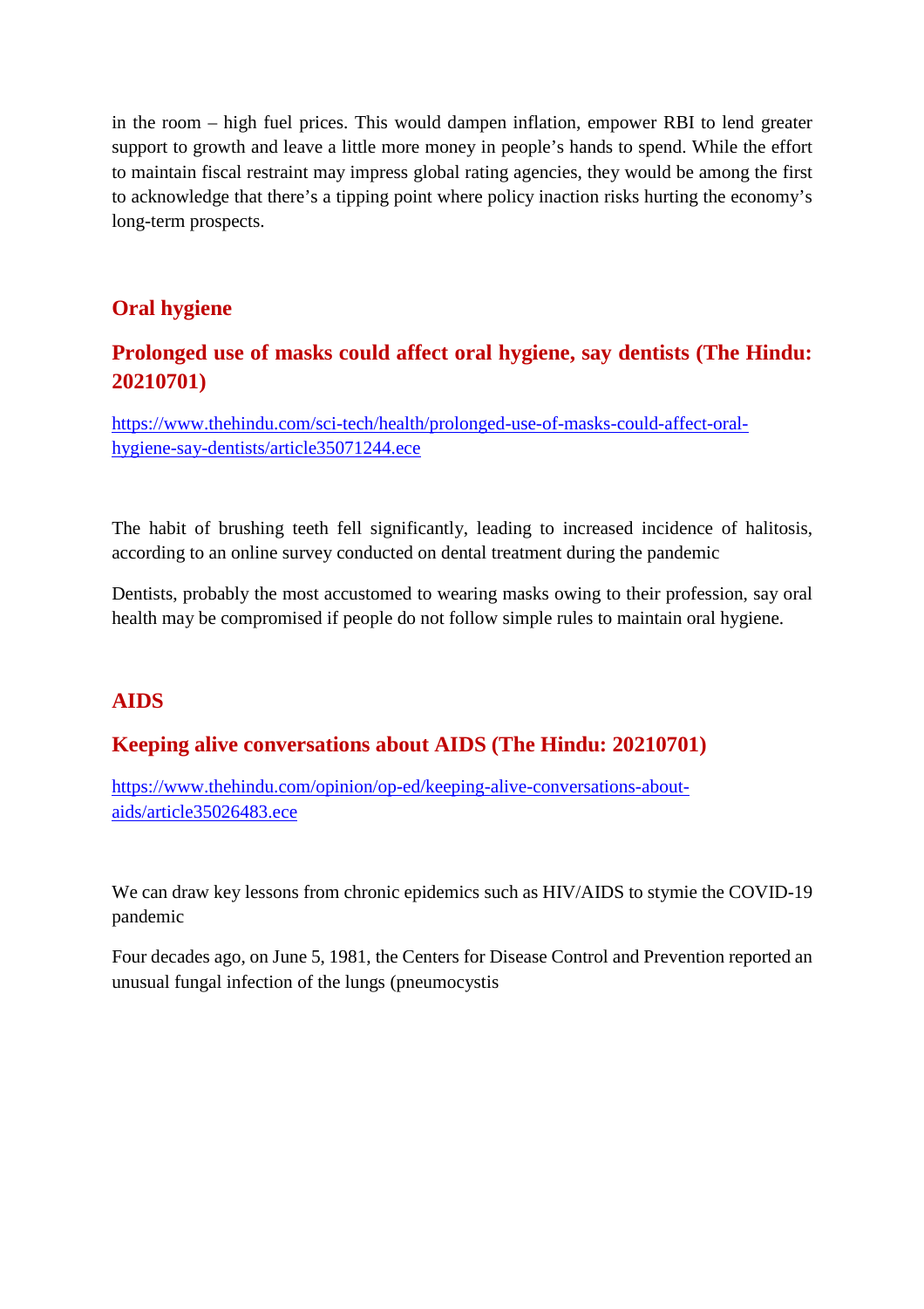in the room – high fuel prices. This would dampen inflation, empower RBI to lend greater support to growth and leave a little more money in people's hands to spend. While the effort to maintain fiscal restraint may impress global rating agencies, they would be among the first to acknowledge that there's a tipping point where policy inaction risks hurting the economy's long-term prospects.

## Oral hygiene

### Prolonged use of masks could affect oral hygiene, say dentists (The Hindu: 20210701)

https://www.thehindu.com/sci-tech/health/prolonged-use-of-masks-could-affect-oral-hygiene-say-dentists/article35071244.ece

The habit of brushing teeth fell significantly, leading to increased incidence of halitosis, according to an online survey conducted on dental treatment during the pandemic

Dentists, probably the most accustomed to wearing masks owing to their profession, say oral health may be compromised if people do not follow simple rules to maintain oral hygiene.

## AIDS

### Keeping alive conversations about AIDS (The Hindu: 20210701)

https://www.thehindu.com/opinion/op-ed/keeping-alive-conversations-about-aids/article35026483.ece

We can draw key lessons from chronic epidemics such as HIV/AIDS to stymie the COVID-19 pandemic

Four decades ago, on June 5, 1981, the Centers for Disease Control and Prevention reported an unusual fungal infection of the lungs (pneumocystis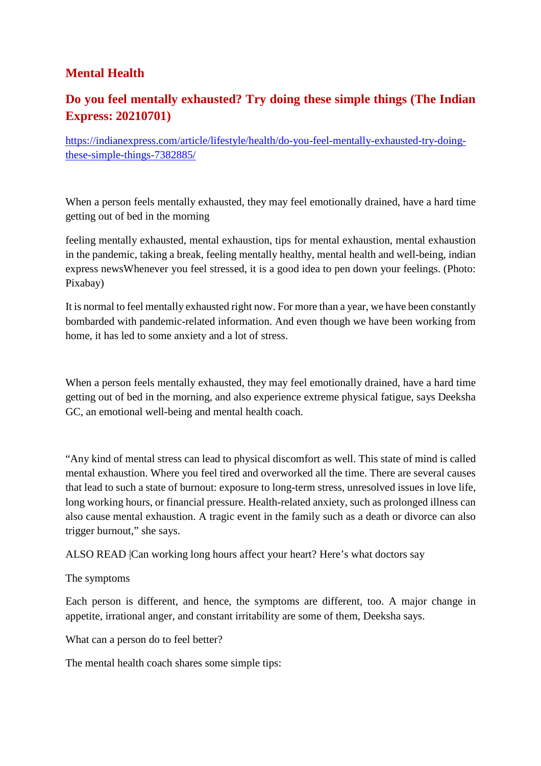## Mental Health

## Do you feel mentally exhausted? Try doing these simple things (The Indian Express: 20210701)

https://indianexpress.com/article/lifestyle/health/do-you-feel-mentally-exhausted-try-doing-these-simple-things-7382885/

When a person feels mentally exhausted, they may feel emotionally drained, have a hard time getting out of bed in the morning

feeling mentally exhausted, mental exhaustion, tips for mental exhaustion, mental exhaustion in the pandemic, taking a break, feeling mentally healthy, mental health and well-being, indian express newsWhenever you feel stressed, it is a good idea to pen down your feelings. (Photo: Pixabay)

It is normal to feel mentally exhausted right now. For more than a year, we have been constantly bombarded with pandemic-related information. And even though we have been working from home, it has led to some anxiety and a lot of stress.

When a person feels mentally exhausted, they may feel emotionally drained, have a hard time getting out of bed in the morning, and also experience extreme physical fatigue, says Deeksha GC, an emotional well-being and mental health coach.

"Any kind of mental stress can lead to physical discomfort as well. This state of mind is called mental exhaustion. Where you feel tired and overworked all the time. There are several causes that lead to such a state of burnout: exposure to long-term stress, unresolved issues in love life, long working hours, or financial pressure. Health-related anxiety, such as prolonged illness can also cause mental exhaustion. A tragic event in the family such as a death or divorce can also trigger burnout," she says.

ALSO READ |Can working long hours affect your heart? Here's what doctors say

The symptoms

Each person is different, and hence, the symptoms are different, too. A major change in appetite, irrational anger, and constant irritability are some of them, Deeksha says.

What can a person do to feel better?

The mental health coach shares some simple tips: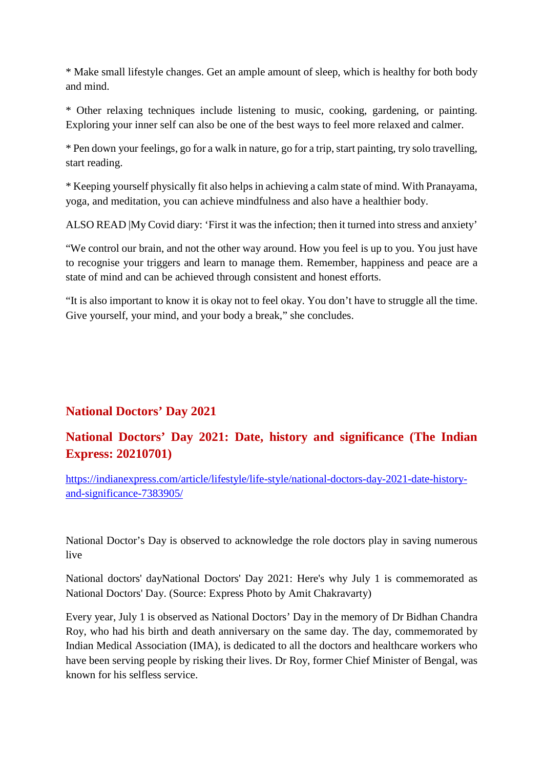* Make small lifestyle changes. Get an ample amount of sleep, which is healthy for both body and mind.

* Other relaxing techniques include listening to music, cooking, gardening, or painting. Exploring your inner self can also be one of the best ways to feel more relaxed and calmer.

* Pen down your feelings, go for a walk in nature, go for a trip, start painting, try solo travelling, start reading.

* Keeping yourself physically fit also helps in achieving a calm state of mind. With Pranayama, yoga, and meditation, you can achieve mindfulness and also have a healthier body.

ALSO READ |My Covid diary: 'First it was the infection; then it turned into stress and anxiety'

"We control our brain, and not the other way around. How you feel is up to you. You just have to recognise your triggers and learn to manage them. Remember, happiness and peace are a state of mind and can be achieved through consistent and honest efforts.

"It is also important to know it is okay not to feel okay. You don't have to struggle all the time. Give yourself, your mind, and your body a break," she concludes.

## National Doctors' Day 2021

## National Doctors' Day 2021: Date, history and significance (The Indian Express: 20210701)

https://indianexpress.com/article/lifestyle/life-style/national-doctors-day-2021-date-history-and-significance-7383905/

National Doctor's Day is observed to acknowledge the role doctors play in saving numerous live

National doctors' dayNational Doctors' Day 2021: Here's why July 1 is commemorated as National Doctors' Day. (Source: Express Photo by Amit Chakravarty)

Every year, July 1 is observed as National Doctors' Day in the memory of Dr Bidhan Chandra Roy, who had his birth and death anniversary on the same day. The day, commemorated by Indian Medical Association (IMA), is dedicated to all the doctors and healthcare workers who have been serving people by risking their lives. Dr Roy, former Chief Minister of Bengal, was known for his selfless service.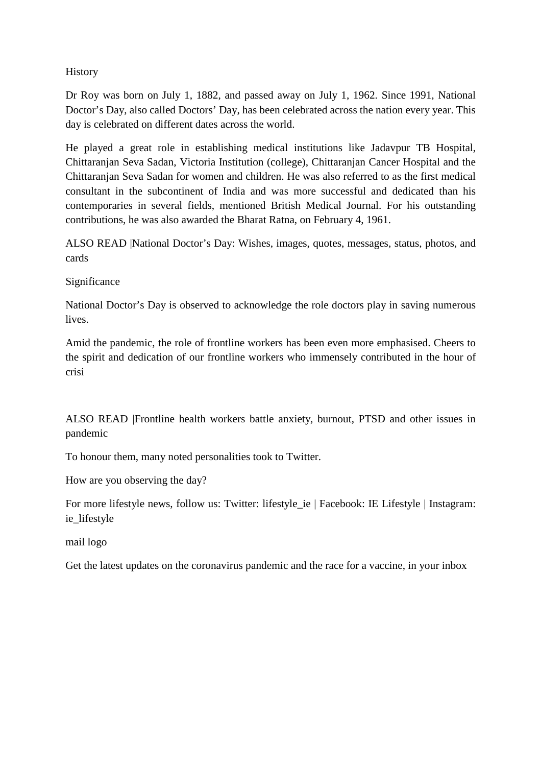## History

Dr Roy was born on July 1, 1882, and passed away on July 1, 1962. Since 1991, National Doctor's Day, also called Doctors' Day, has been celebrated across the nation every year. This day is celebrated on different dates across the world.

He played a great role in establishing medical institutions like Jadavpur TB Hospital, Chittaranjan Seva Sadan, Victoria Institution (college), Chittaranjan Cancer Hospital and the Chittaranjan Seva Sadan for women and children. He was also referred to as the first medical consultant in the subcontinent of India and was more successful and dedicated than his contemporaries in several fields, mentioned British Medical Journal. For his outstanding contributions, he was also awarded the Bharat Ratna, on February 4, 1961.

ALSO READ |National Doctor's Day: Wishes, images, quotes, messages, status, photos, and cards

## Significance

National Doctor's Day is observed to acknowledge the role doctors play in saving numerous lives.

Amid the pandemic, the role of frontline workers has been even more emphasised. Cheers to the spirit and dedication of our frontline workers who immensely contributed in the hour of crisi

ALSO READ |Frontline health workers battle anxiety, burnout, PTSD and other issues in pandemic

To honour them, many noted personalities took to Twitter.

How are you observing the day?

For more lifestyle news, follow us: Twitter: lifestyle_ie | Facebook: IE Lifestyle | Instagram: ie_lifestyle

mail logo

Get the latest updates on the coronavirus pandemic and the race for a vaccine, in your inbox